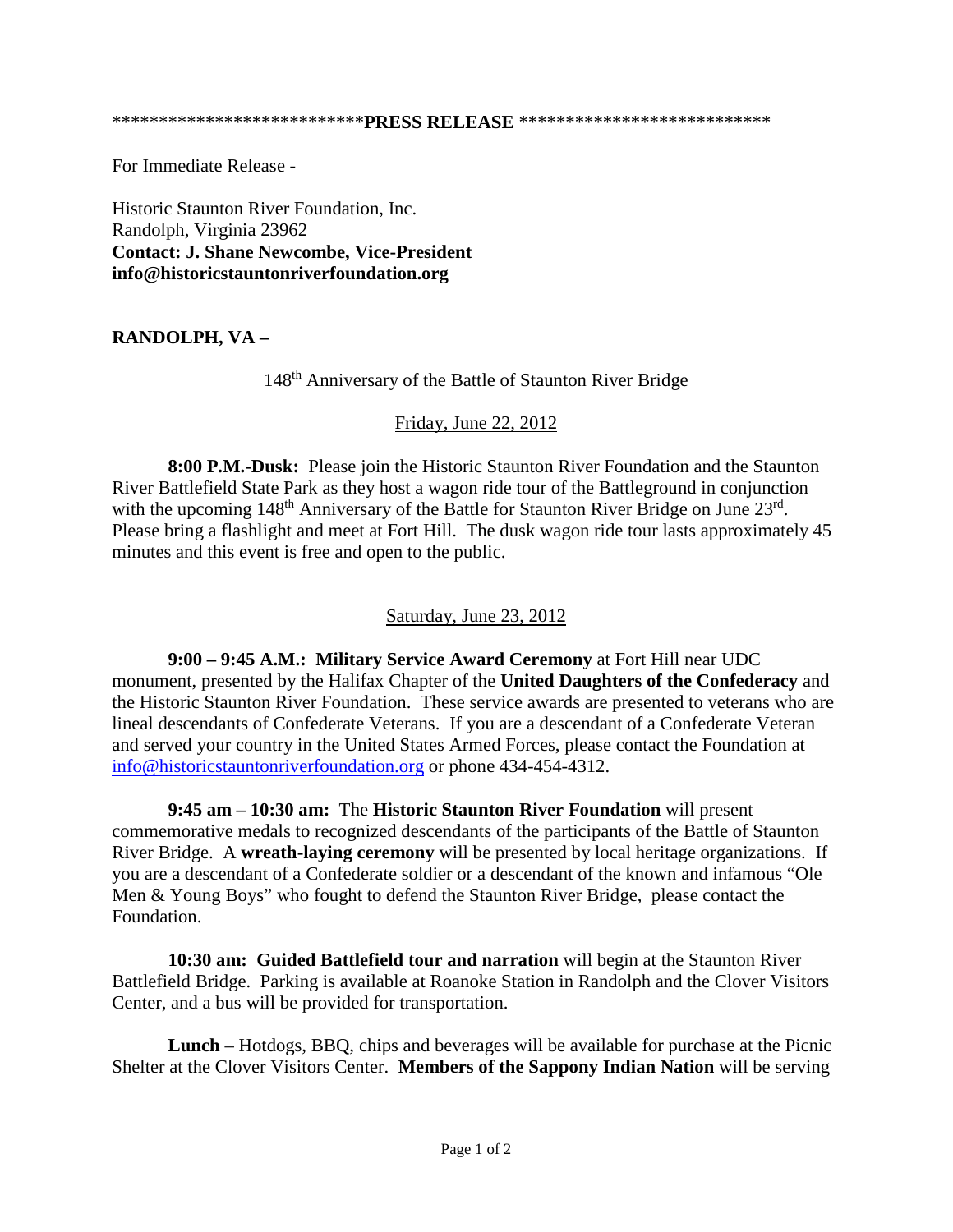***************************PRESS RELEASE ***************************

For Immediate Release -

Historic Staunton River Foundation, Inc.
Randolph, Virginia 23962
**Contact: J. Shane Newcombe, Vice-President**
**info@historicstauntonriverfoundation.org**

**RANDOLPH, VA –**

148th Anniversary of the Battle of Staunton River Bridge

Friday, June 22, 2012

**8:00 P.M.-Dusk:** Please join the Historic Staunton River Foundation and the Staunton River Battlefield State Park as they host a wagon ride tour of the Battleground in conjunction with the upcoming 148th Anniversary of the Battle for Staunton River Bridge on June 23rd. Please bring a flashlight and meet at Fort Hill. The dusk wagon ride tour lasts approximately 45 minutes and this event is free and open to the public.

Saturday, June 23, 2012

**9:00 – 9:45 A.M.: Military Service Award Ceremony** at Fort Hill near UDC monument, presented by the Halifax Chapter of the **United Daughters of the Confederacy** and the Historic Staunton River Foundation. These service awards are presented to veterans who are lineal descendants of Confederate Veterans. If you are a descendant of a Confederate Veteran and served your country in the United States Armed Forces, please contact the Foundation at info@historicstauntonriverfoundation.org or phone 434-454-4312.

**9:45 am – 10:30 am:** The **Historic Staunton River Foundation** will present commemorative medals to recognized descendants of the participants of the Battle of Staunton River Bridge. A **wreath-laying ceremony** will be presented by local heritage organizations. If you are a descendant of a Confederate soldier or a descendant of the known and infamous "Ole Men & Young Boys" who fought to defend the Staunton River Bridge, please contact the Foundation.

**10:30 am: Guided Battlefield tour and narration** will begin at the Staunton River Battlefield Bridge. Parking is available at Roanoke Station in Randolph and the Clover Visitors Center, and a bus will be provided for transportation.

**Lunch** – Hotdogs, BBQ, chips and beverages will be available for purchase at the Picnic Shelter at the Clover Visitors Center. **Members of the Sappony Indian Nation** will be serving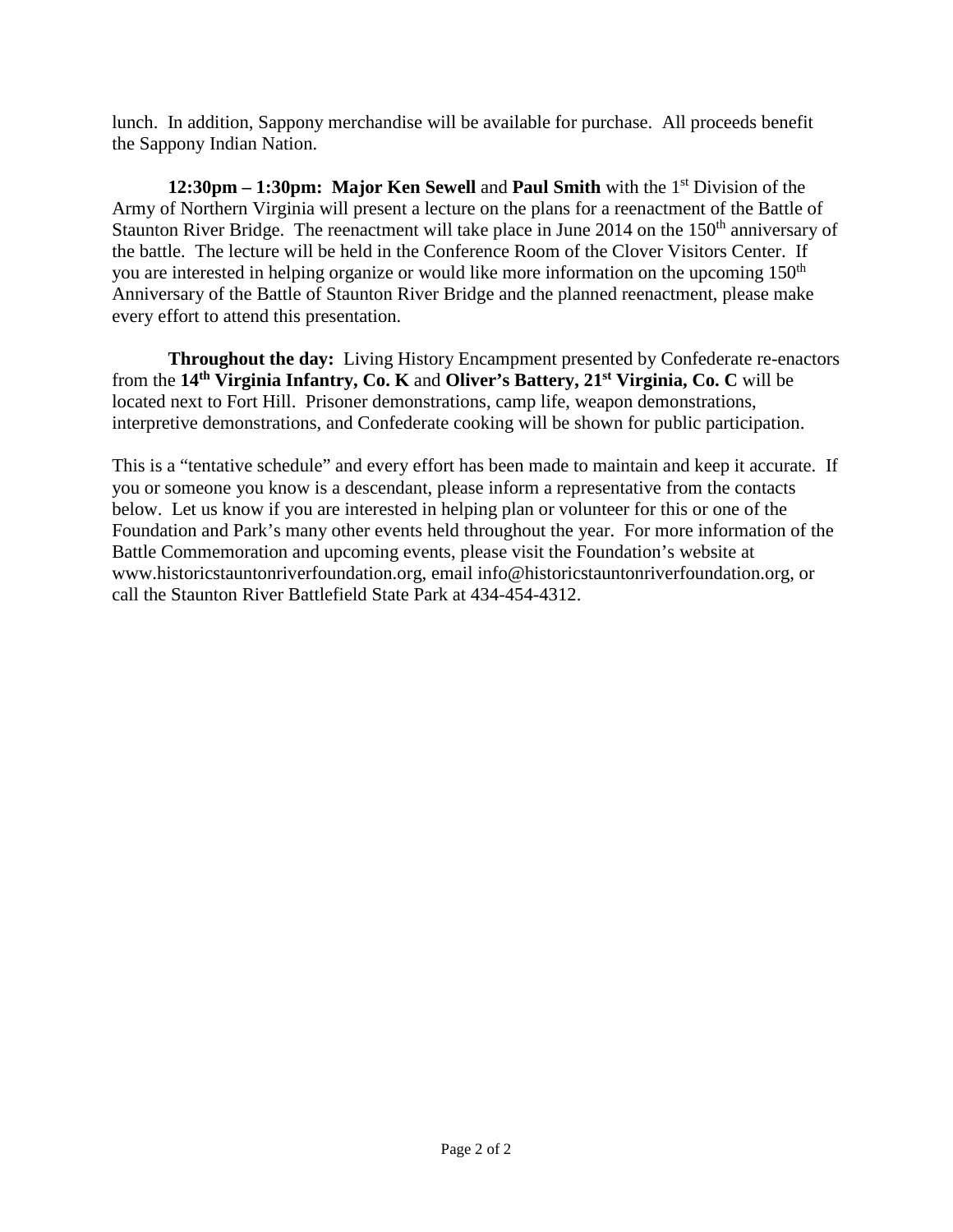lunch. In addition, Sappony merchandise will be available for purchase. All proceeds benefit the Sappony Indian Nation.

**12:30pm – 1:30pm: Major Ken Sewell** and **Paul Smith** with the 1st Division of the Army of Northern Virginia will present a lecture on the plans for a reenactment of the Battle of Staunton River Bridge. The reenactment will take place in June 2014 on the 150th anniversary of the battle. The lecture will be held in the Conference Room of the Clover Visitors Center. If you are interested in helping organize or would like more information on the upcoming 150th Anniversary of the Battle of Staunton River Bridge and the planned reenactment, please make every effort to attend this presentation.

**Throughout the day:** Living History Encampment presented by Confederate re-enactors from the **14th Virginia Infantry, Co. K** and **Oliver's Battery, 21st Virginia, Co. C** will be located next to Fort Hill. Prisoner demonstrations, camp life, weapon demonstrations, interpretive demonstrations, and Confederate cooking will be shown for public participation.

This is a "tentative schedule" and every effort has been made to maintain and keep it accurate. If you or someone you know is a descendant, please inform a representative from the contacts below. Let us know if you are interested in helping plan or volunteer for this or one of the Foundation and Park's many other events held throughout the year. For more information of the Battle Commemoration and upcoming events, please visit the Foundation's website at www.historicstauntonriverfoundation.org, email info@historicstauntonriverfoundation.org, or call the Staunton River Battlefield State Park at 434-454-4312.